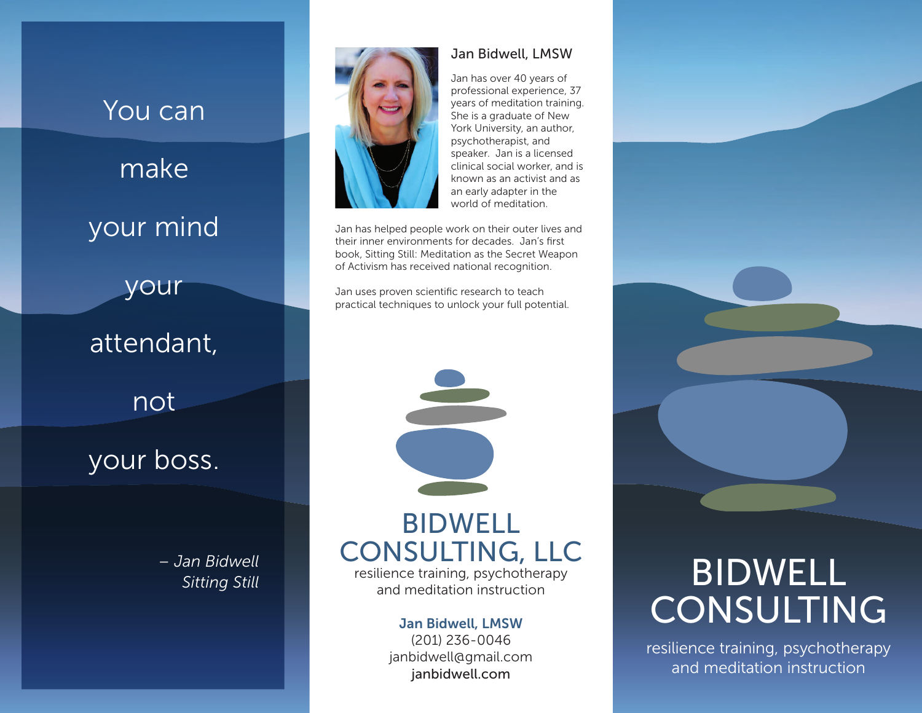You can make your mind your attendant, not your boss.

*– Jan Bidwell*
*Sitting Still*

## Jan Bidwell, LMSW

Jan has over 40 years of professional experience, 37 years of meditation training. She is a graduate of New York University, an author, psychotherapist, and speaker. Jan is a licensed clinical social worker, and is known as an activist and as an early adapter in the world of meditation.

Jan has helped people work on their outer lives and their inner environments for decades. Jan's first book, Sitting Still: Meditation as the Secret Weapon of Activism has received national recognition.

Jan uses proven scientific research to teach practical techniques to unlock your full potential.

# BIDWELL CONSULTING, LLC

resilience training, psychotherapy and meditation instruction

**Jan Bidwell, LMSW**
(201) 236-0046
janbidwell@gmail.com
janbidwell.com

# BIDWELL CONSULTING

resilience training, psychotherapy and meditation instruction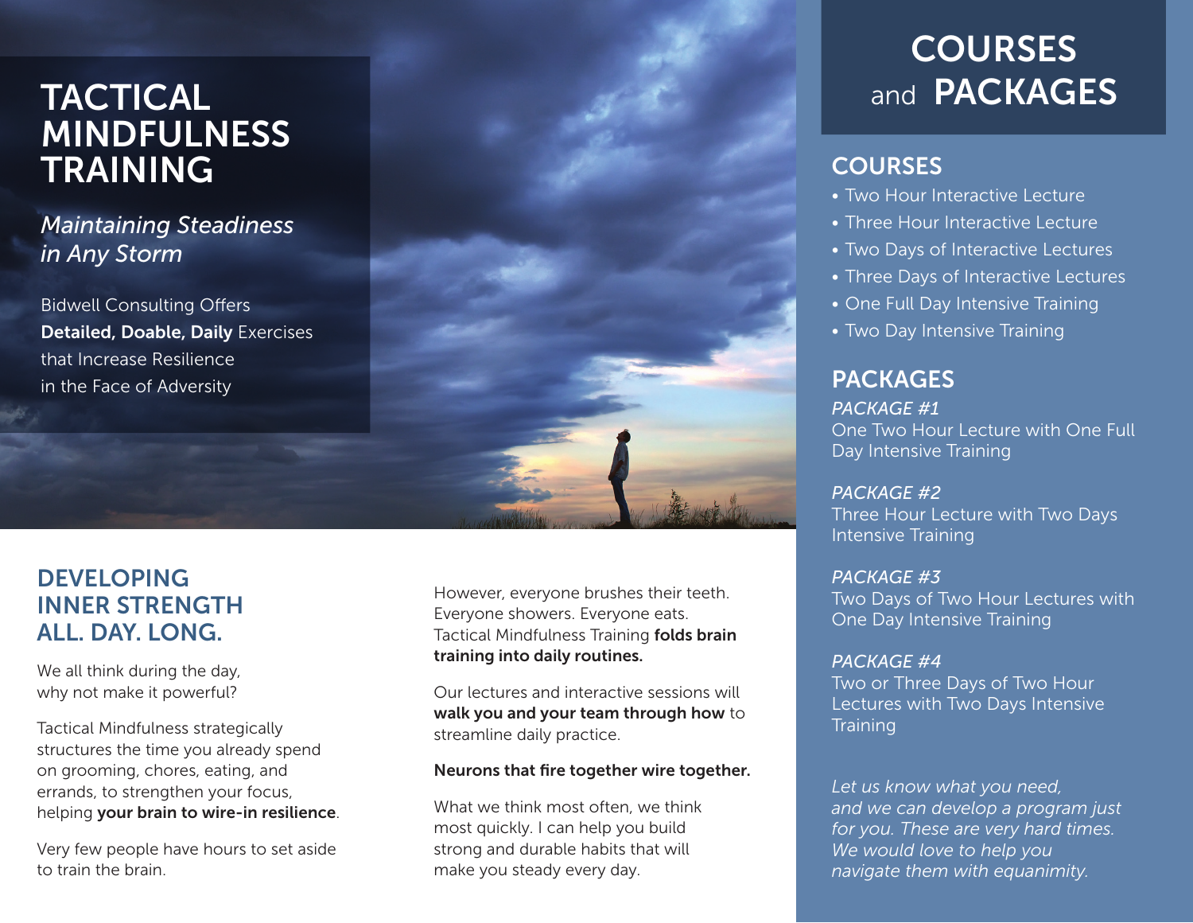# TACTICAL MINDFULNESS TRAINING

*Maintaining Steadiness in Any Storm*

Bidwell Consulting Offers **Detailed, Doable, Daily** Exercises that Increase Resilience in the Face of Adversity

## DEVELOPING INNER STRENGTH ALL. DAY. LONG.

We all think during the day, why not make it powerful?

Tactical Mindfulness strategically structures the time you already spend on grooming, chores, eating, and errands, to strengthen your focus, helping **your brain to wire-in resilience**.

Very few people have hours to set aside to train the brain.

However, everyone brushes their teeth. Everyone showers. Everyone eats. Tactical Mindfulness Training **folds brain training into daily routines.**

Our lectures and interactive sessions will **walk you and your team through how** to streamline daily practice.

**Neurons that fire together wire together.**

What we think most often, we think most quickly. I can help you build strong and durable habits that will make you steady every day.

# COURSES and PACKAGES

## COURSES

- Two Hour Interactive Lecture
- Three Hour Interactive Lecture
- Two Days of Interactive Lectures
- Three Days of Interactive Lectures
- One Full Day Intensive Training
- Two Day Intensive Training

## PACKAGES

*PACKAGE #1*
One Two Hour Lecture with One Full Day Intensive Training

*PACKAGE #2*
Three Hour Lecture with Two Days Intensive Training

*PACKAGE #3*
Two Days of Two Hour Lectures with One Day Intensive Training

*PACKAGE #4*
Two or Three Days of Two Hour Lectures with Two Days Intensive Training

*Let us know what you need, and we can develop a program just for you. These are very hard times. We would love to help you navigate them with equanimity.*